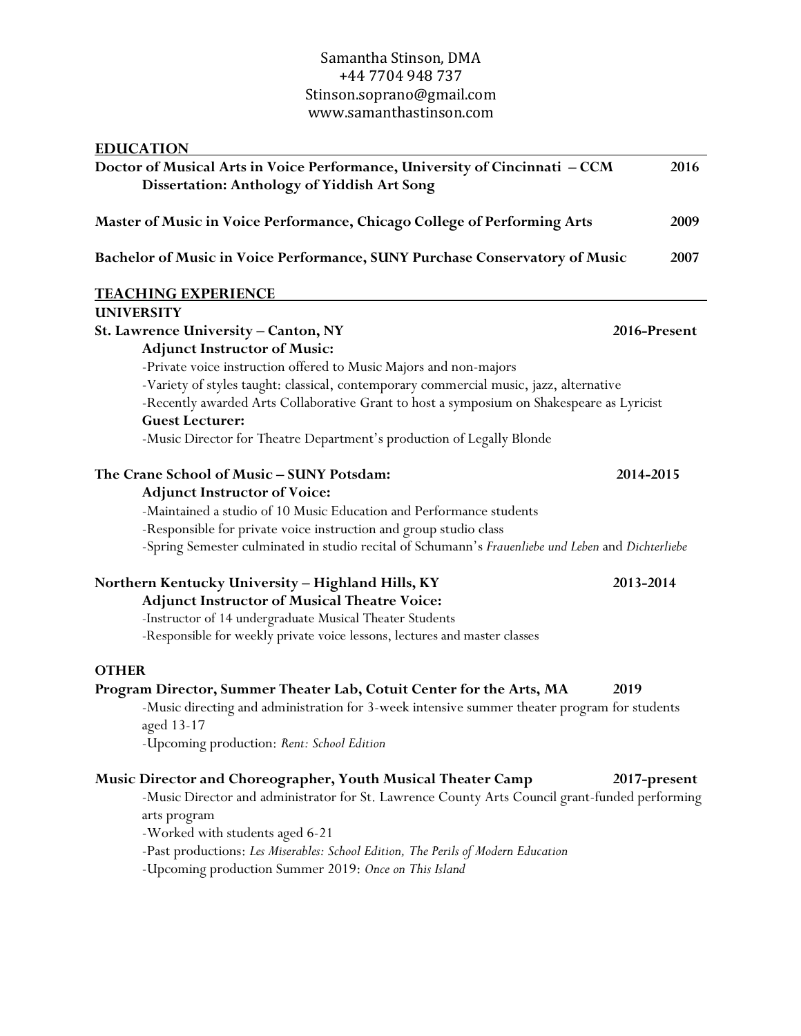Samantha Stinson, DMA
+44 7704 948 737
Stinson.soprano@gmail.com
www.samanthastinson.com

## EDUCATION

**Doctor of Musical Arts in Voice Performance, University of Cincinnati – CCM** **2016**
**Dissertation: Anthology of Yiddish Art Song**

**Master of Music in Voice Performance, Chicago College of Performing Arts** **2009**

**Bachelor of Music in Voice Performance, SUNY Purchase Conservatory of Music** **2007**

## TEACHING EXPERIENCE

### UNIVERSITY

**St. Lawrence University – Canton, NY** **2016-Present**

**Adjunct Instructor of Music:**

- Private voice instruction offered to Music Majors and non-majors
- Variety of styles taught: classical, contemporary commercial music, jazz, alternative
- Recently awarded Arts Collaborative Grant to host a symposium on Shakespeare as Lyricist

**Guest Lecturer:**

- Music Director for Theatre Department's production of Legally Blonde

**The Crane School of Music – SUNY Potsdam:** **2014-2015**

**Adjunct Instructor of Voice:**

- Maintained a studio of 10 Music Education and Performance students
- Responsible for private voice instruction and group studio class
- Spring Semester culminated in studio recital of Schumann's *Frauenliebe und Leben* and *Dichterliebe*

**Northern Kentucky University – Highland Hills, KY** **2013-2014**

**Adjunct Instructor of Musical Theatre Voice:**

- Instructor of 14 undergraduate Musical Theater Students
- Responsible for weekly private voice lessons, lectures and master classes

### OTHER

**Program Director, Summer Theater Lab, Cotuit Center for the Arts, MA** **2019**

- Music directing and administration for 3-week intensive summer theater program for students aged 13-17
- Upcoming production: *Rent: School Edition*

**Music Director and Choreographer, Youth Musical Theater Camp** **2017-present**

- Music Director and administrator for St. Lawrence County Arts Council grant-funded performing arts program
- Worked with students aged 6-21
- Past productions: *Les Miserables: School Edition, The Perils of Modern Education*
- Upcoming production Summer 2019: *Once on This Island*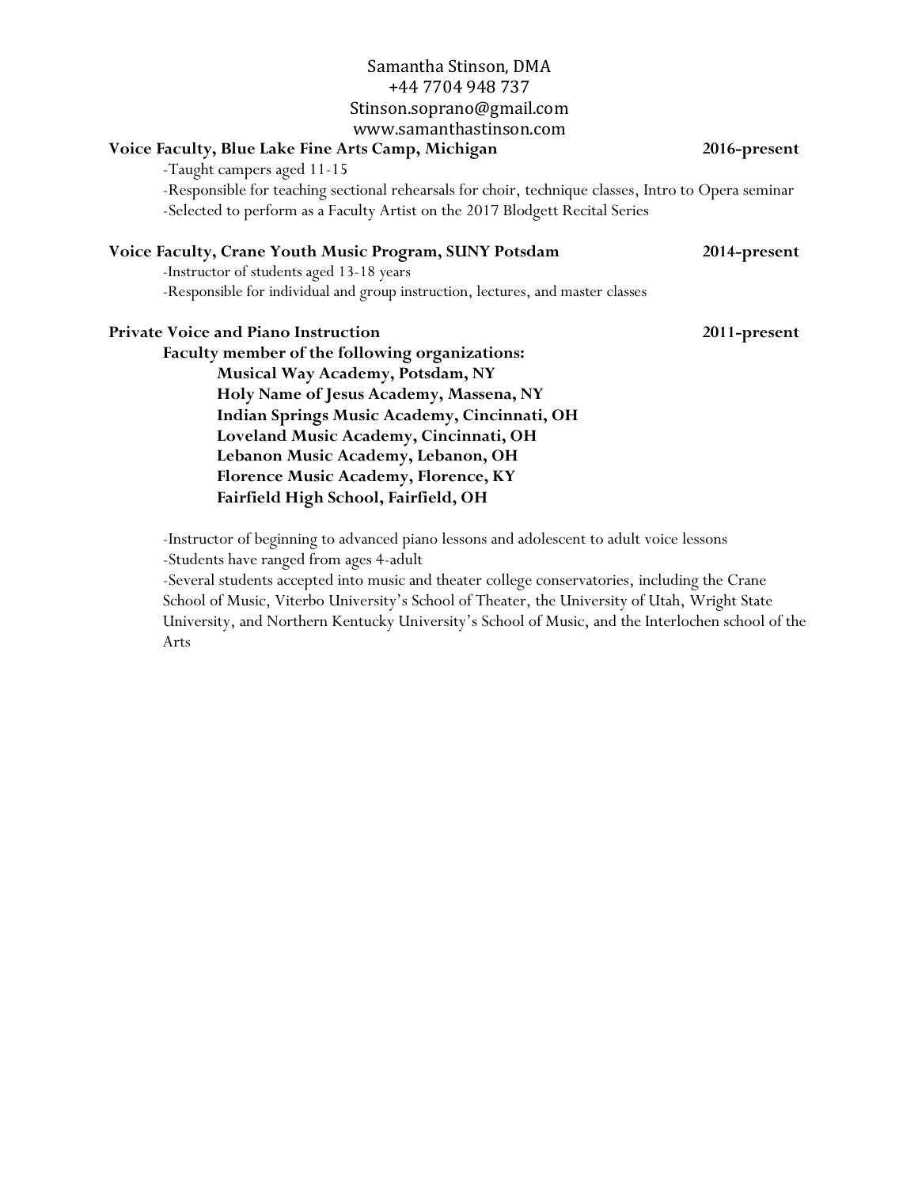Samantha Stinson, DMA
+44 7704 948 737
Stinson.soprano@gmail.com
www.samanthastinson.com

**Voice Faculty, Blue Lake Fine Arts Camp, Michigan** **2016-present**

-Taught campers aged 11-15
-Responsible for teaching sectional rehearsals for choir, technique classes, Intro to Opera seminar
-Selected to perform as a Faculty Artist on the 2017 Blodgett Recital Series

**Voice Faculty, Crane Youth Music Program, SUNY Potsdam** **2014-present**

-Instructor of students aged 13-18 years
-Responsible for individual and group instruction, lectures, and master classes

**Private Voice and Piano Instruction** **2011-present**

**Faculty member of the following organizations:**

- **Musical Way Academy, Potsdam, NY**
- **Holy Name of Jesus Academy, Massena, NY**
- **Indian Springs Music Academy, Cincinnati, OH**
- **Loveland Music Academy, Cincinnati, OH**
- **Lebanon Music Academy, Lebanon, OH**
- **Florence Music Academy, Florence, KY**
- **Fairfield High School, Fairfield, OH**

-Instructor of beginning to advanced piano lessons and adolescent to adult voice lessons
-Students have ranged from ages 4-adult
-Several students accepted into music and theater college conservatories, including the Crane School of Music, Viterbo University's School of Theater, the University of Utah, Wright State University, and Northern Kentucky University's School of Music, and the Interlochen school of the Arts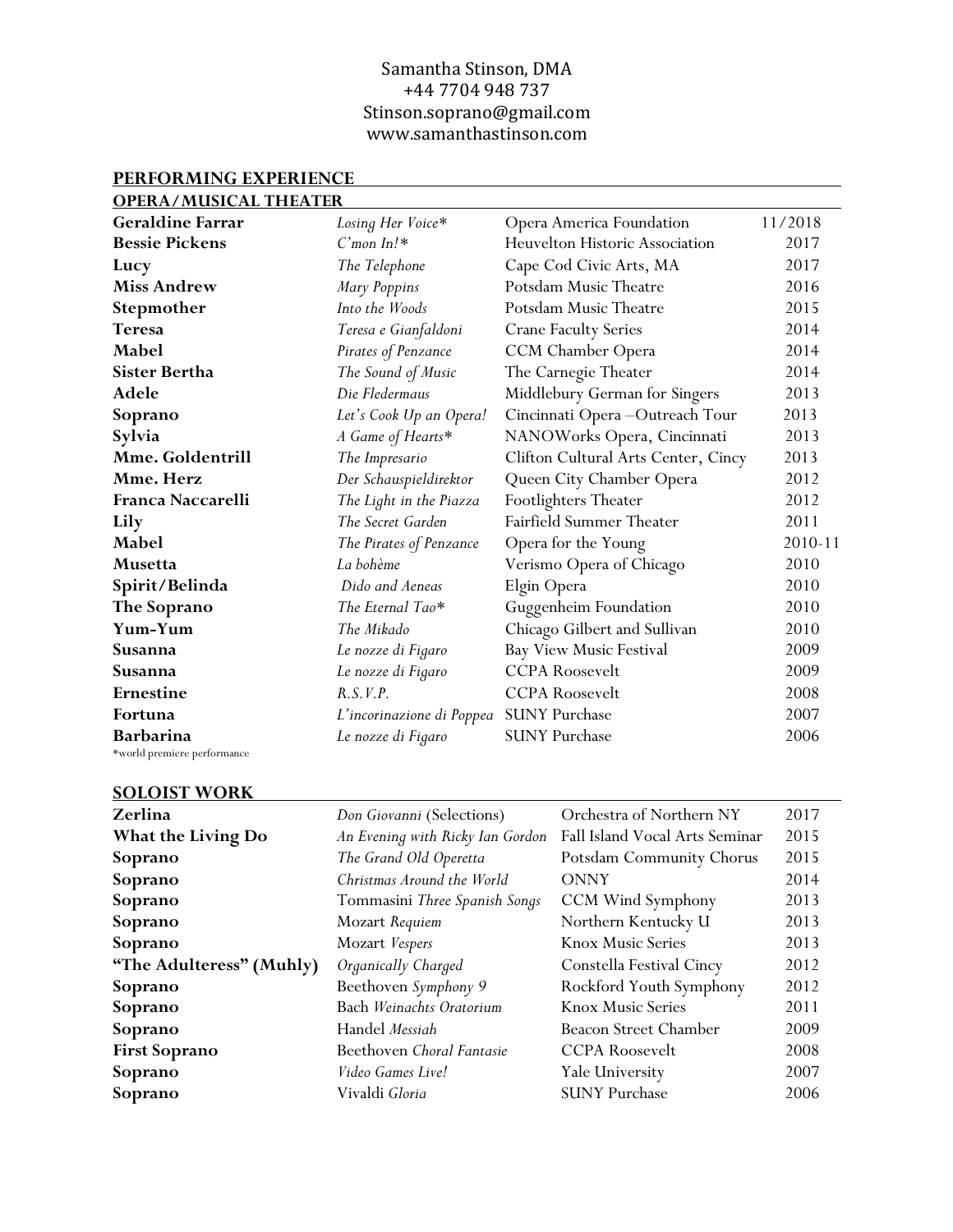Samantha Stinson, DMA
+44 7704 948 737
Stinson.soprano@gmail.com
www.samanthastinson.com

## PERFORMING EXPERIENCE

### OPERA/MUSICAL THEATER

| | | | |
|---|---|---|---|
| **Geraldine Farrar** | *Losing Her Voice** | Opera America Foundation | 11/2018 |
| **Bessie Pickens** | *C'mon In!** | Heuvelton Historic Association | 2017 |
| **Lucy** | *The Telephone* | Cape Cod Civic Arts, MA | 2017 |
| **Miss Andrew** | *Mary Poppins* | Potsdam Music Theatre | 2016 |
| **Stepmother** | *Into the Woods* | Potsdam Music Theatre | 2015 |
| **Teresa** | *Teresa e Gianfaldoni* | Crane Faculty Series | 2014 |
| **Mabel** | *Pirates of Penzance* | CCM Chamber Opera | 2014 |
| **Sister Bertha** | *The Sound of Music* | The Carnegie Theater | 2014 |
| **Adele** | *Die Fledermaus* | Middlebury German for Singers | 2013 |
| **Soprano** | *Let's Cook Up an Opera!* | Cincinnati Opera –Outreach Tour | 2013 |
| **Sylvia** | *A Game of Hearts** | NANOWorks Opera, Cincinnati | 2013 |
| **Mme. Goldentrill** | *The Impresario* | Clifton Cultural Arts Center, Cincy | 2013 |
| **Mme. Herz** | *Der Schauspieldirektor* | Queen City Chamber Opera | 2012 |
| **Franca Naccarelli** | *The Light in the Piazza* | Footlighters Theater | 2012 |
| **Lily** | *The Secret Garden* | Fairfield Summer Theater | 2011 |
| **Mabel** | *The Pirates of Penzance* | Opera for the Young | 2010-11 |
| **Musetta** | *La bohème* | Verismo Opera of Chicago | 2010 |
| **Spirit/Belinda** | *Dido and Aeneas* | Elgin Opera | 2010 |
| **The Soprano** | *The Eternal Tao** | Guggenheim Foundation | 2010 |
| **Yum-Yum** | *The Mikado* | Chicago Gilbert and Sullivan | 2010 |
| **Susanna** | *Le nozze di Figaro* | Bay View Music Festival | 2009 |
| **Susanna** | *Le nozze di Figaro* | CCPA Roosevelt | 2009 |
| **Ernestine** | *R.S.V.P.* | CCPA Roosevelt | 2008 |
| **Fortuna** | *L'incorinazione di Poppea* | SUNY Purchase | 2007 |
| **Barbarina** | *Le nozze di Figaro* | SUNY Purchase | 2006 |

*world premiere performance

### SOLOIST WORK

| | | | |
|---|---|---|---|
| **Zerlina** | *Don Giovanni* (Selections) | Orchestra of Northern NY | 2017 |
| **What the Living Do** | *An Evening with Ricky Ian Gordon* | Fall Island Vocal Arts Seminar | 2015 |
| **Soprano** | *The Grand Old Operetta* | Potsdam Community Chorus | 2015 |
| **Soprano** | *Christmas Around the World* | ONNY | 2014 |
| **Soprano** | Tommasini *Three Spanish Songs* | CCM Wind Symphony | 2013 |
| **Soprano** | Mozart *Requiem* | Northern Kentucky U | 2013 |
| **Soprano** | Mozart *Vespers* | Knox Music Series | 2013 |
| **"The Adulteress" (Muhly)** | *Organically Charged* | Constella Festival Cincy | 2012 |
| **Soprano** | Beethoven *Symphony 9* | Rockford Youth Symphony | 2012 |
| **Soprano** | Bach *Weinachts Oratorium* | Knox Music Series | 2011 |
| **Soprano** | Handel *Messiah* | Beacon Street Chamber | 2009 |
| **First Soprano** | Beethoven *Choral Fantasie* | CCPA Roosevelt | 2008 |
| **Soprano** | *Video Games Live!* | Yale University | 2007 |
| **Soprano** | Vivaldi *Gloria* | SUNY Purchase | 2006 |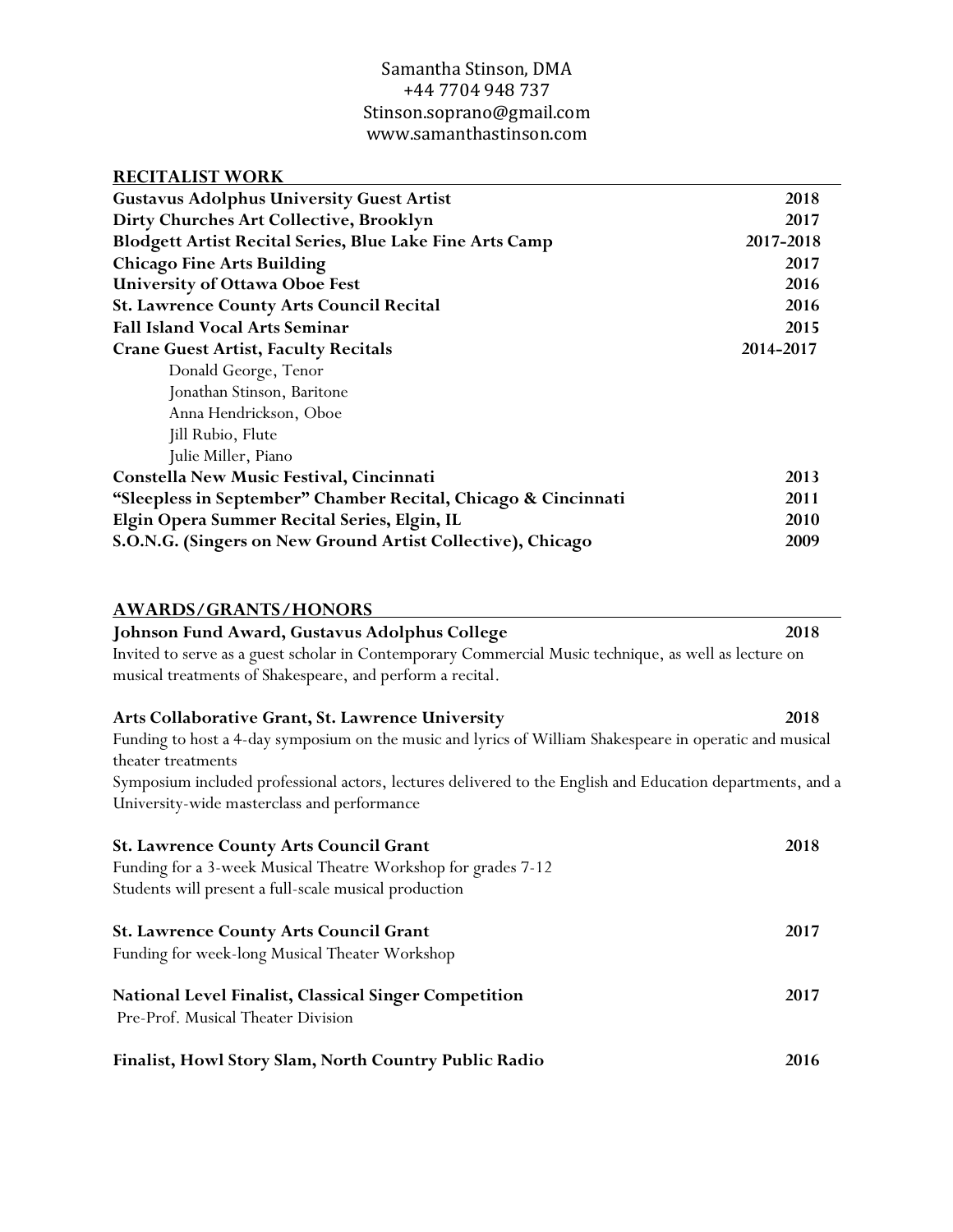Samantha Stinson, DMA
+44 7704 948 737
Stinson.soprano@gmail.com
www.samanthastinson.com

## RECITALIST WORK

**Gustavus Adolphus University Guest Artist** — **2018**
**Dirty Churches Art Collective, Brooklyn** — **2017**
**Blodgett Artist Recital Series, Blue Lake Fine Arts Camp** — **2017-2018**
**Chicago Fine Arts Building** — **2017**
**University of Ottawa Oboe Fest** — **2016**
**St. Lawrence County Arts Council Recital** — **2016**
**Fall Island Vocal Arts Seminar** — **2015**
**Crane Guest Artist, Faculty Recitals** — **2014-2017**

- Donald George, Tenor
- Jonathan Stinson, Baritone
- Anna Hendrickson, Oboe
- Jill Rubio, Flute
- Julie Miller, Piano

**Constella New Music Festival, Cincinnati** — **2013**
**"Sleepless in September" Chamber Recital, Chicago & Cincinnati** — **2011**
**Elgin Opera Summer Recital Series, Elgin, IL** — **2010**
**S.O.N.G. (Singers on New Ground Artist Collective), Chicago** — **2009**

## AWARDS/GRANTS/HONORS

**Johnson Fund Award, Gustavus Adolphus College** — **2018**
Invited to serve as a guest scholar in Contemporary Commercial Music technique, as well as lecture on musical treatments of Shakespeare, and perform a recital.

**Arts Collaborative Grant, St. Lawrence University** — **2018**
Funding to host a 4-day symposium on the music and lyrics of William Shakespeare in operatic and musical theater treatments
Symposium included professional actors, lectures delivered to the English and Education departments, and a University-wide masterclass and performance

**St. Lawrence County Arts Council Grant** — **2018**
Funding for a 3-week Musical Theatre Workshop for grades 7-12
Students will present a full-scale musical production

**St. Lawrence County Arts Council Grant** — **2017**
Funding for week-long Musical Theater Workshop

**National Level Finalist, Classical Singer Competition** — **2017**
Pre-Prof. Musical Theater Division

**Finalist, Howl Story Slam, North Country Public Radio** — **2016**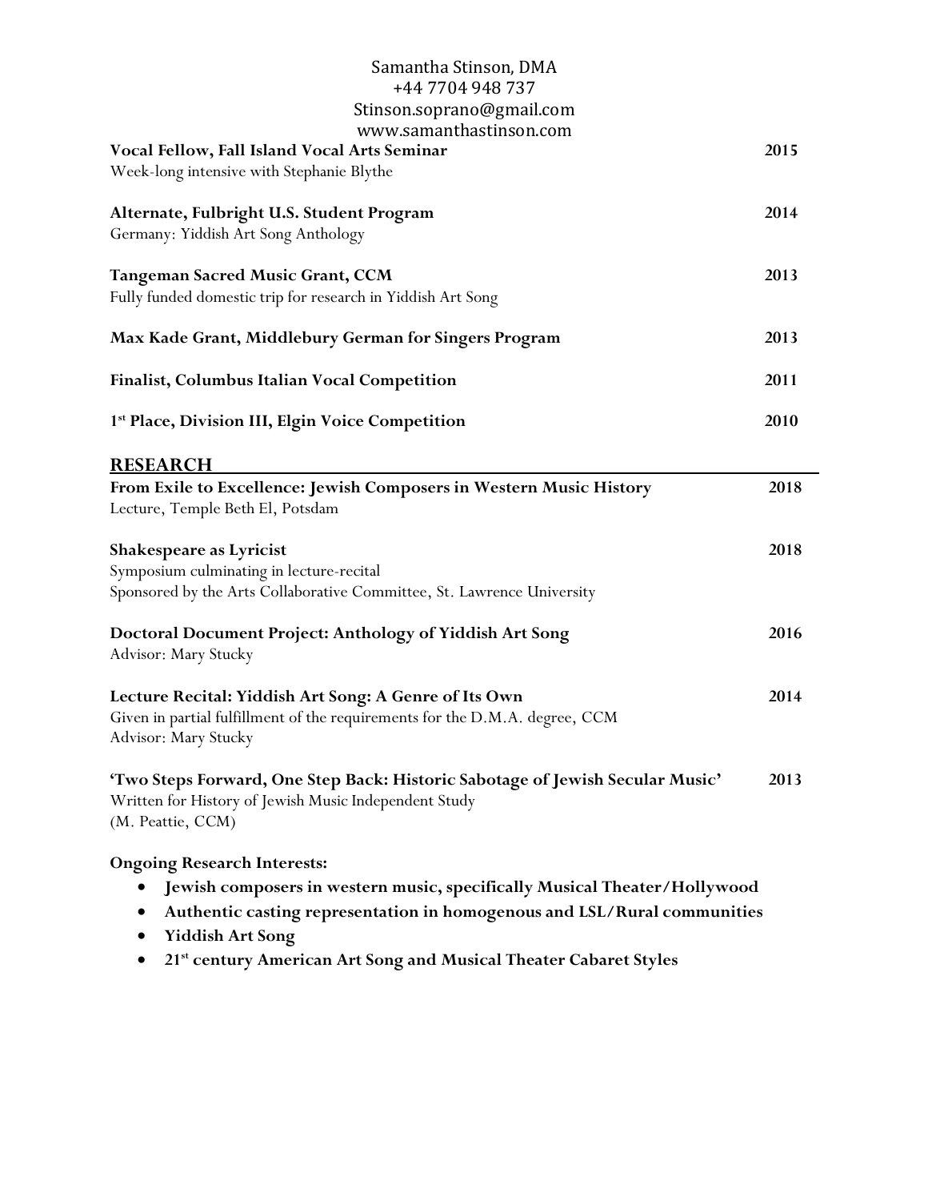Samantha Stinson, DMA
+44 7704 948 737
Stinson.soprano@gmail.com
www.samanthastinson.com

**Vocal Fellow, Fall Island Vocal Arts Seminar** **2015**
Week-long intensive with Stephanie Blythe

**Alternate, Fulbright U.S. Student Program** **2014**
Germany: Yiddish Art Song Anthology

**Tangeman Sacred Music Grant, CCM** **2013**
Fully funded domestic trip for research in Yiddish Art Song

**Max Kade Grant, Middlebury German for Singers Program** **2013**

**Finalist, Columbus Italian Vocal Competition** **2011**

**1st Place, Division III, Elgin Voice Competition** **2010**

## RESEARCH

**From Exile to Excellence: Jewish Composers in Western Music History** **2018**
Lecture, Temple Beth El, Potsdam

**Shakespeare as Lyricist** **2018**
Symposium culminating in lecture-recital
Sponsored by the Arts Collaborative Committee, St. Lawrence University

**Doctoral Document Project: Anthology of Yiddish Art Song** **2016**
Advisor: Mary Stucky

**Lecture Recital: Yiddish Art Song: A Genre of Its Own** **2014**
Given in partial fulfillment of the requirements for the D.M.A. degree, CCM
Advisor: Mary Stucky

**'Two Steps Forward, One Step Back: Historic Sabotage of Jewish Secular Music'** **2013**
Written for History of Jewish Music Independent Study
(M. Peattie, CCM)

**Ongoing Research Interests:**

- **Jewish composers in western music, specifically Musical Theater/Hollywood**
- **Authentic casting representation in homogenous and LSL/Rural communities**
- **Yiddish Art Song**
- **21st century American Art Song and Musical Theater Cabaret Styles**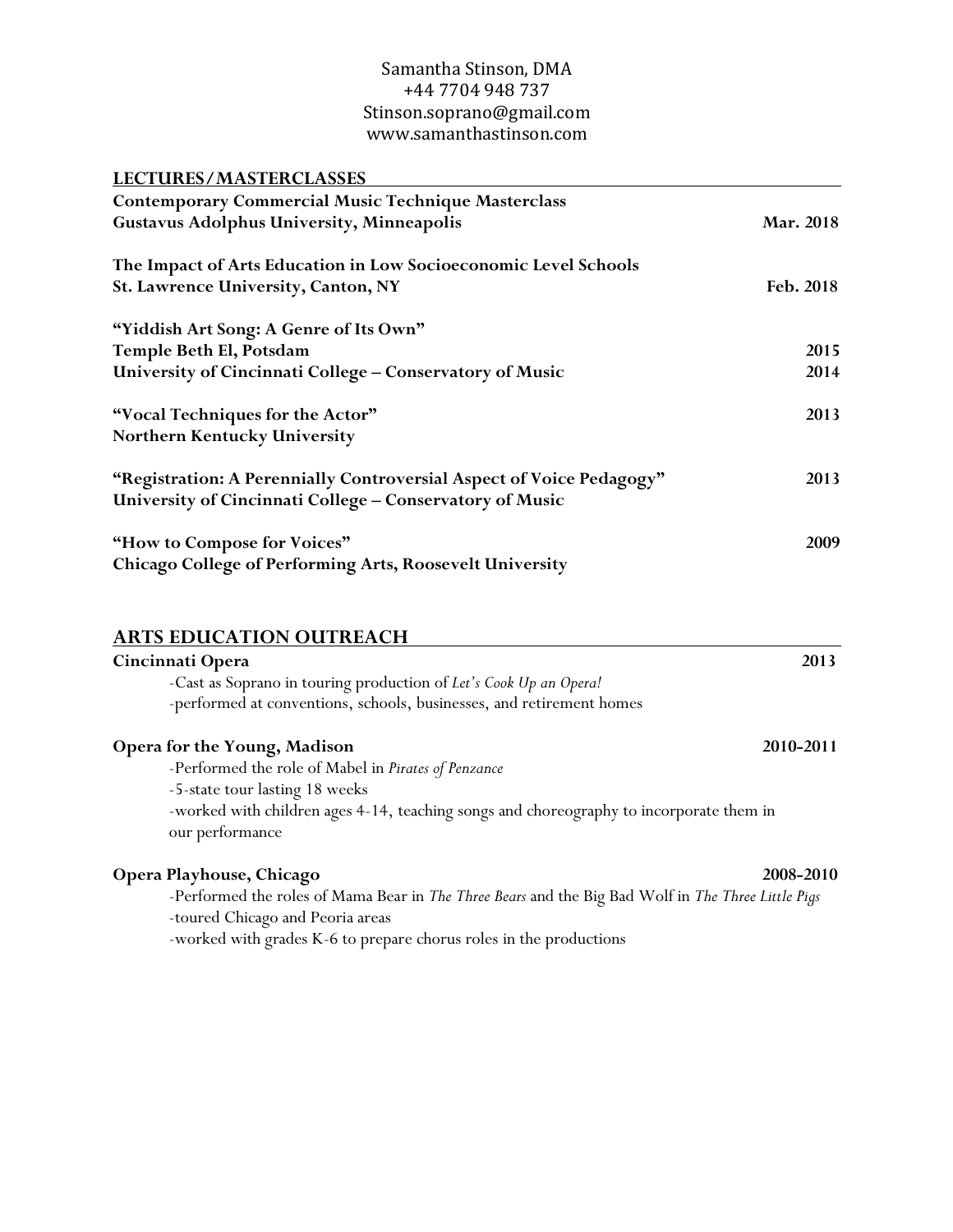Samantha Stinson, DMA
+44 7704 948 737
Stinson.soprano@gmail.com
www.samanthastinson.com

## LECTURES/MASTERCLASSES

**Contemporary Commercial Music Technique Masterclass**
**Gustavus Adolphus University, Minneapolis** — **Mar. 2018**

**The Impact of Arts Education in Low Socioeconomic Level Schools**
**St. Lawrence University, Canton, NY** — **Feb. 2018**

**"Yiddish Art Song: A Genre of Its Own"**
**Temple Beth El, Potsdam** — **2015**
**University of Cincinnati College – Conservatory of Music** — **2014**

**"Vocal Techniques for the Actor"** — **2013**
**Northern Kentucky University**

**"Registration: A Perennially Controversial Aspect of Voice Pedagogy"** — **2013**
**University of Cincinnati College – Conservatory of Music**

**"How to Compose for Voices"** — **2009**
**Chicago College of Performing Arts, Roosevelt University**

## ARTS EDUCATION OUTREACH

**Cincinnati Opera** — **2013**

- Cast as Soprano in touring production of *Let's Cook Up an Opera!*
- performed at conventions, schools, businesses, and retirement homes

**Opera for the Young, Madison** — **2010-2011**

- Performed the role of Mabel in *Pirates of Penzance*
- 5-state tour lasting 18 weeks
- worked with children ages 4-14, teaching songs and choreography to incorporate them in our performance

**Opera Playhouse, Chicago** — **2008-2010**

- Performed the roles of Mama Bear in *The Three Bears* and the Big Bad Wolf in *The Three Little Pigs*
- toured Chicago and Peoria areas
- worked with grades K-6 to prepare chorus roles in the productions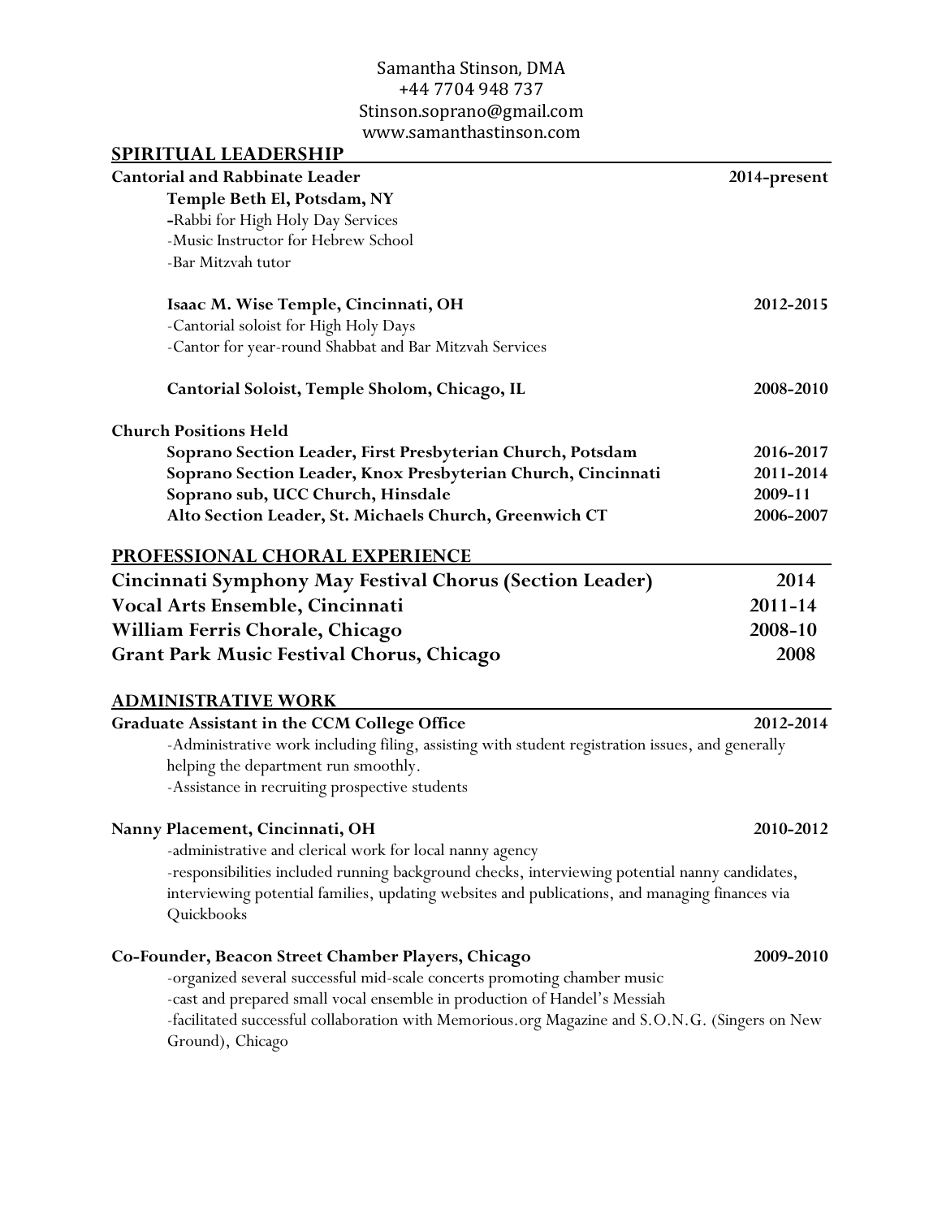Samantha Stinson, DMA
+44 7704 948 737
Stinson.soprano@gmail.com
www.samanthastinson.com

## SPIRITUAL LEADERSHIP

**Cantorial and Rabbinate Leader** — **2014-present**

**Temple Beth El, Potsdam, NY**
- Rabbi for High Holy Day Services
- Music Instructor for Hebrew School
- Bar Mitzvah tutor

**Isaac M. Wise Temple, Cincinnati, OH** — **2012-2015**
- Cantorial soloist for High Holy Days
- Cantor for year-round Shabbat and Bar Mitzvah Services

**Cantorial Soloist, Temple Sholom, Chicago, IL** — **2008-2010**

**Church Positions Held**

**Soprano Section Leader, First Presbyterian Church, Potsdam** — **2016-2017**
**Soprano Section Leader, Knox Presbyterian Church, Cincinnati** — **2011-2014**
**Soprano sub, UCC Church, Hinsdale** — **2009-11**
**Alto Section Leader, St. Michaels Church, Greenwich CT** — **2006-2007**

## PROFESSIONAL CHORAL EXPERIENCE

**Cincinnati Symphony May Festival Chorus (Section Leader)** — **2014**
**Vocal Arts Ensemble, Cincinnati** — **2011-14**
**William Ferris Chorale, Chicago** — **2008-10**
**Grant Park Music Festival Chorus, Chicago** — **2008**

## ADMINISTRATIVE WORK

**Graduate Assistant in the CCM College Office** — **2012-2014**
- Administrative work including filing, assisting with student registration issues, and generally helping the department run smoothly.
- Assistance in recruiting prospective students

**Nanny Placement, Cincinnati, OH** — **2010-2012**
- administrative and clerical work for local nanny agency
- responsibilities included running background checks, interviewing potential nanny candidates, interviewing potential families, updating websites and publications, and managing finances via Quickbooks

**Co-Founder, Beacon Street Chamber Players, Chicago** — **2009-2010**
- organized several successful mid-scale concerts promoting chamber music
- cast and prepared small vocal ensemble in production of Handel's Messiah
- facilitated successful collaboration with Memorious.org Magazine and S.O.N.G. (Singers on New Ground), Chicago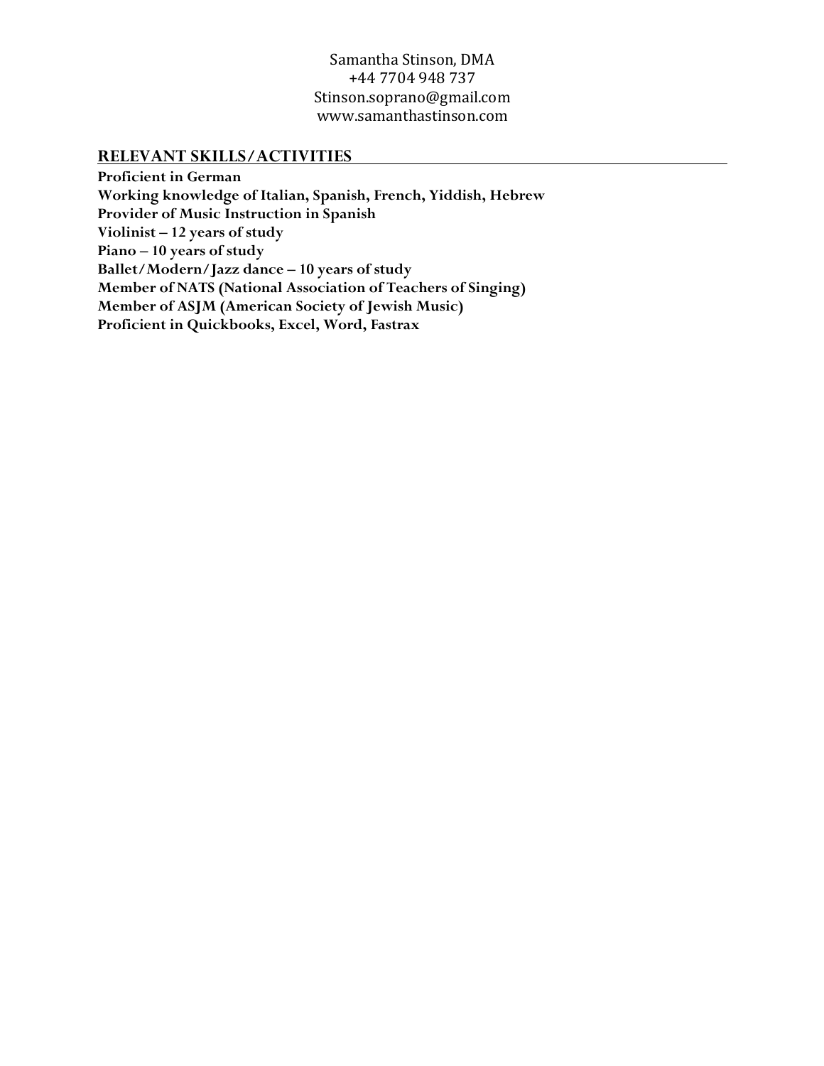Samantha Stinson, DMA
+44 7704 948 737
Stinson.soprano@gmail.com
www.samanthastinson.com

## RELEVANT SKILLS/ACTIVITIES

**Proficient in German**
**Working knowledge of Italian, Spanish, French, Yiddish, Hebrew**
**Provider of Music Instruction in Spanish**
**Violinist – 12 years of study**
**Piano – 10 years of study**
**Ballet/Modern/Jazz dance – 10 years of study**
**Member of NATS (National Association of Teachers of Singing)**
**Member of ASJM (American Society of Jewish Music)**
**Proficient in Quickbooks, Excel, Word, Fastrax**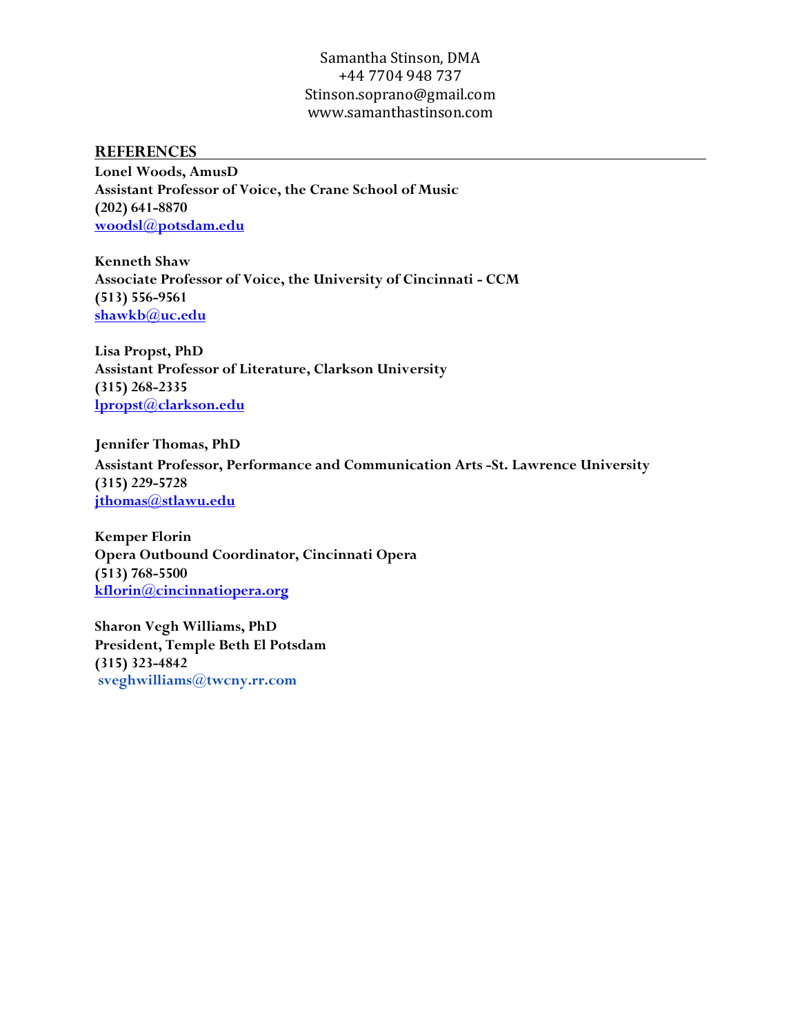Samantha Stinson, DMA
+44 7704 948 737
Stinson.soprano@gmail.com
www.samanthastinson.com

## REFERENCES

**Lonel Woods, AmusD**
**Assistant Professor of Voice, the Crane School of Music**
**(202) 641-8870**
**woodsl@potsdam.edu**

**Kenneth Shaw**
**Associate Professor of Voice, the University of Cincinnati - CCM**
**(513) 556-9561**
**shawkb@uc.edu**

**Lisa Propst, PhD**
**Assistant Professor of Literature, Clarkson University**
**(315) 268-2335**
**lpropst@clarkson.edu**

**Jennifer Thomas, PhD**
**Assistant Professor, Performance and Communication Arts -St. Lawrence University**
**(315) 229-5728**
**jthomas@stlawu.edu**

**Kemper Florin**
**Opera Outbound Coordinator, Cincinnati Opera**
**(513) 768-5500**
**kflorin@cincinnatiopera.org**

**Sharon Vegh Williams, PhD**
**President, Temple Beth El Potsdam**
**(315) 323-4842**
**sveghwilliams@twcny.rr.com**